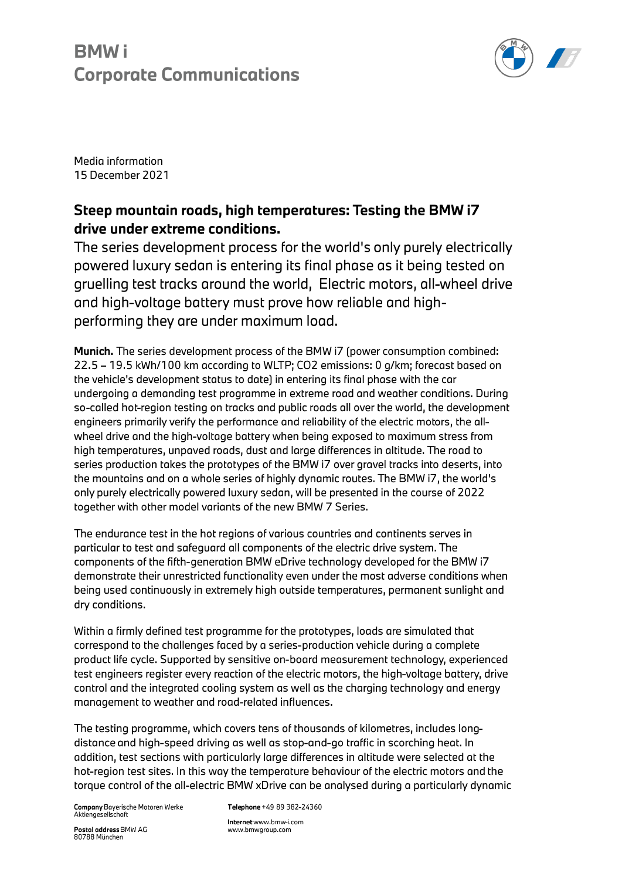# BMW i
# Corporate Communications

Media information
15 December 2021

## Steep mountain roads, high temperatures: Testing the BMW i7 drive under extreme conditions.

The series development process for the world's only purely electrically powered luxury sedan is entering its final phase as it being tested on gruelling test tracks around the world, Electric motors, all-wheel drive and high-voltage battery must prove how reliable and high-performing they are under maximum load.

**Munich.** The series development process of the BMW i7 (power consumption combined: 22.5 – 19.5 kWh/100 km according to WLTP; $CO_2$ emissions: 0 g/km; forecast based on the vehicle's development status to date) in entering its final phase with the car undergoing a demanding test programme in extreme road and weather conditions. During so-called hot-region testing on tracks and public roads all over the world, the development engineers primarily verify the performance and reliability of the electric motors, the all-wheel drive and the high-voltage battery when being exposed to maximum stress from high temperatures, unpaved roads, dust and large differences in altitude. The road to series production takes the prototypes of the BMW i7 over gravel tracks into deserts, into the mountains and on a whole series of highly dynamic routes. The BMW i7, the world's only purely electrically powered luxury sedan, will be presented in the course of 2022 together with other model variants of the new BMW 7 Series.

The endurance test in the hot regions of various countries and continents serves in particular to test and safeguard all components of the electric drive system. The components of the fifth-generation BMW eDrive technology developed for the BMW i7 demonstrate their unrestricted functionality even under the most adverse conditions when being used continuously in extremely high outside temperatures, permanent sunlight and dry conditions.

Within a firmly defined test programme for the prototypes, loads are simulated that correspond to the challenges faced by a series-production vehicle during a complete product life cycle. Supported by sensitive on-board measurement technology, experienced test engineers register every reaction of the electric motors, the high-voltage battery, drive control and the integrated cooling system as well as the charging technology and energy management to weather and road-related influences.

The testing programme, which covers tens of thousands of kilometres, includes long-distance and high-speed driving as well as stop-and-go traffic in scorching heat. In addition, test sections with particularly large differences in altitude were selected at the hot-region test sites. In this way the temperature behaviour of the electric motors and the torque control of the all-electric BMW xDrive can be analysed during a particularly dynamic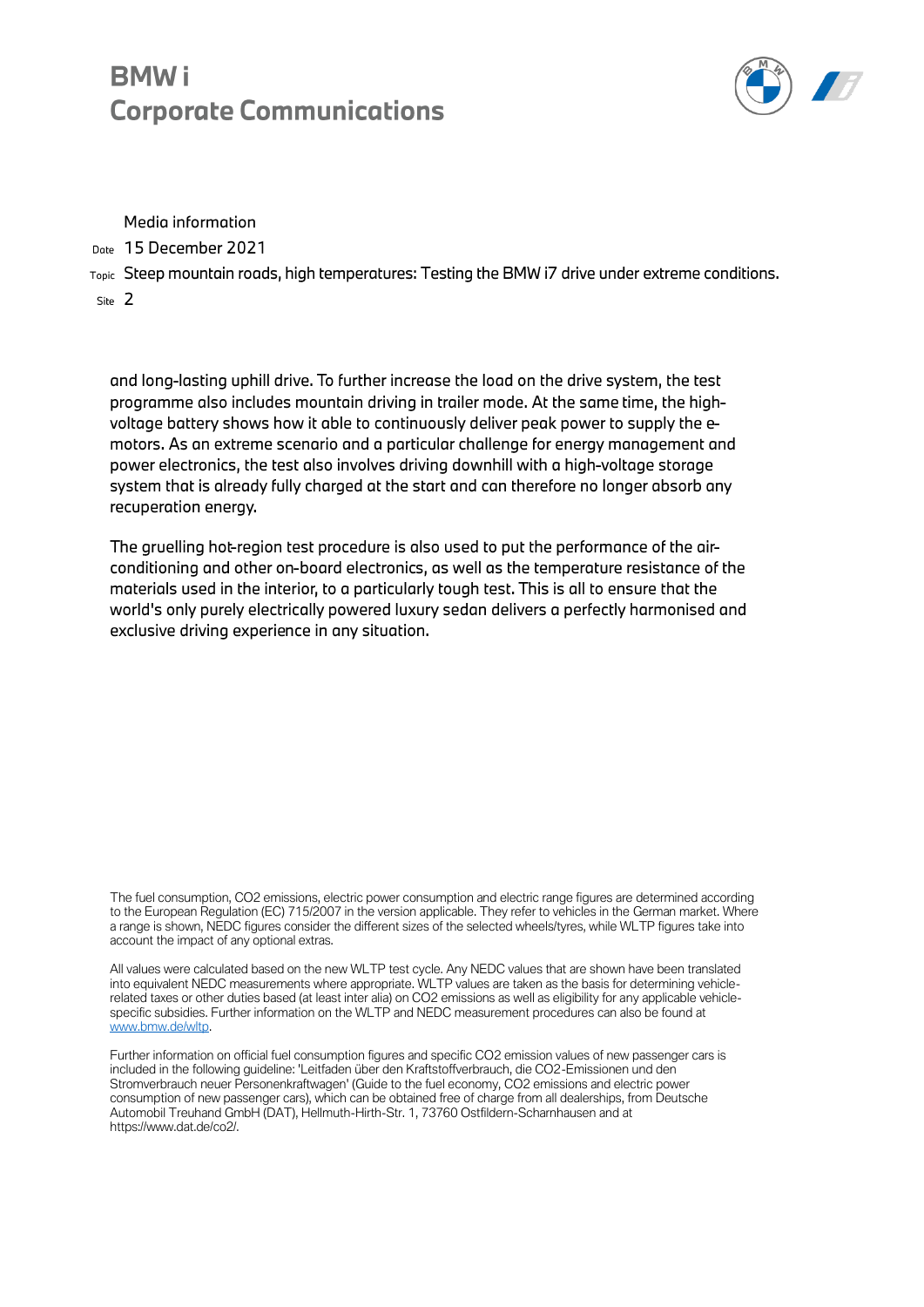and long-lasting uphill drive. To further increase the load on the drive system, the test programme also includes mountain driving in trailer mode. At the same time, the high-voltage battery shows how it able to continuously deliver peak power to supply the e-motors. As an extreme scenario and a particular challenge for energy management and power electronics, the test also involves driving downhill with a high-voltage storage system that is already fully charged at the start and can therefore no longer absorb any recuperation energy.

The gruelling hot-region test procedure is also used to put the performance of the air-conditioning and other on-board electronics, as well as the temperature resistance of the materials used in the interior, to a particularly tough test. This is all to ensure that the world's only purely electrically powered luxury sedan delivers a perfectly harmonised and exclusive driving experience in any situation.

The fuel consumption, $CO_2$ emissions, electric power consumption and electric range figures are determined according to the European Regulation (EC) 715/2007 in the version applicable. They refer to vehicles in the German market. Where a range is shown, NEDC figures consider the different sizes of the selected wheels/tyres, while WLTP figures take into account the impact of any optional extras.

All values were calculated based on the new WLTP test cycle. Any NEDC values that are shown have been translated into equivalent NEDC measurements where appropriate. WLTP values are taken as the basis for determining vehicle-related taxes or other duties based (at least inter alia) on $CO_2$ emissions as well as eligibility for any applicable vehicle-specific subsidies. Further information on the WLTP and NEDC measurement procedures can also be found at www.bmw.de/wltp.

Further information on official fuel consumption figures and specific $CO_2$ emission values of new passenger cars is included in the following guideline: 'Leitfaden über den Kraftstoffverbrauch, die CO2-Emissionen und den Stromverbrauch neuer Personenkraftwagen' (Guide to the fuel economy, $CO_2$ emissions and electric power consumption of new passenger cars), which can be obtained free of charge from all dealerships, from Deutsche Automobil Treuhand GmbH (DAT), Hellmuth-Hirth-Str. 1, 73760 Ostfildern-Scharnhausen and at https://www.dat.de/co2/.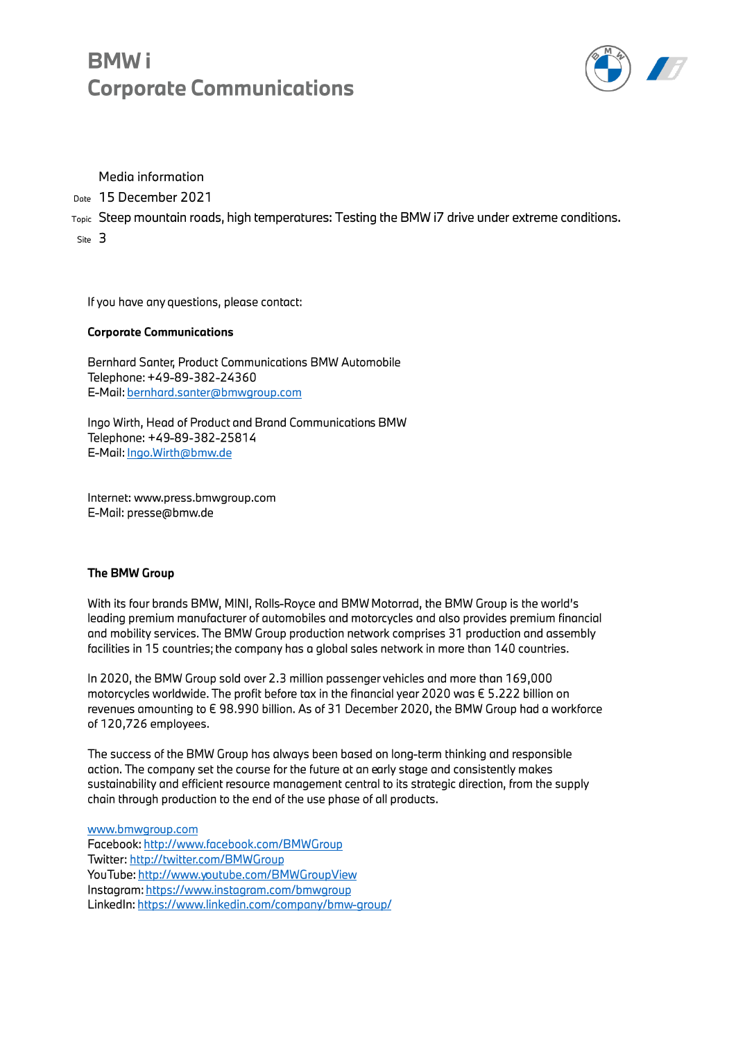# BMW i
# Corporate Communications

Media information

Date 15 December 2021

Topic Steep mountain roads, high temperatures: Testing the BMW i7 drive under extreme conditions.

Site 3

If you have any questions, please contact:

**Corporate Communications**

Bernhard Santer, Product Communications BMW Automobile
Telephone: +49-89-382-24360
E-Mail: bernhard.santer@bmwgroup.com

Ingo Wirth, Head of Product and Brand Communications BMW
Telephone: +49-89-382-25814
E-Mail: Ingo.Wirth@bmw.de

Internet: www.press.bmwgroup.com
E-Mail: presse@bmw.de

**The BMW Group**

With its four brands BMW, MINI, Rolls-Royce and BMW Motorrad, the BMW Group is the world's leading premium manufacturer of automobiles and motorcycles and also provides premium financial and mobility services. The BMW Group production network comprises 31 production and assembly facilities in 15 countries; the company has a global sales network in more than 140 countries.

In 2020, the BMW Group sold over 2.3 million passenger vehicles and more than 169,000 motorcycles worldwide. The profit before tax in the financial year 2020 was € 5.222 billion on revenues amounting to € 98.990 billion. As of 31 December 2020, the BMW Group had a workforce of 120,726 employees.

The success of the BMW Group has always been based on long-term thinking and responsible action. The company set the course for the future at an early stage and consistently makes sustainability and efficient resource management central to its strategic direction, from the supply chain through production to the end of the use phase of all products.

www.bmwgroup.com
Facebook: http://www.facebook.com/BMWGroup
Twitter: http://twitter.com/BMWGroup
YouTube: http://www.youtube.com/BMWGroupView
Instagram: https://www.instagram.com/bmwgroup
LinkedIn: https://www.linkedin.com/company/bmw-group/